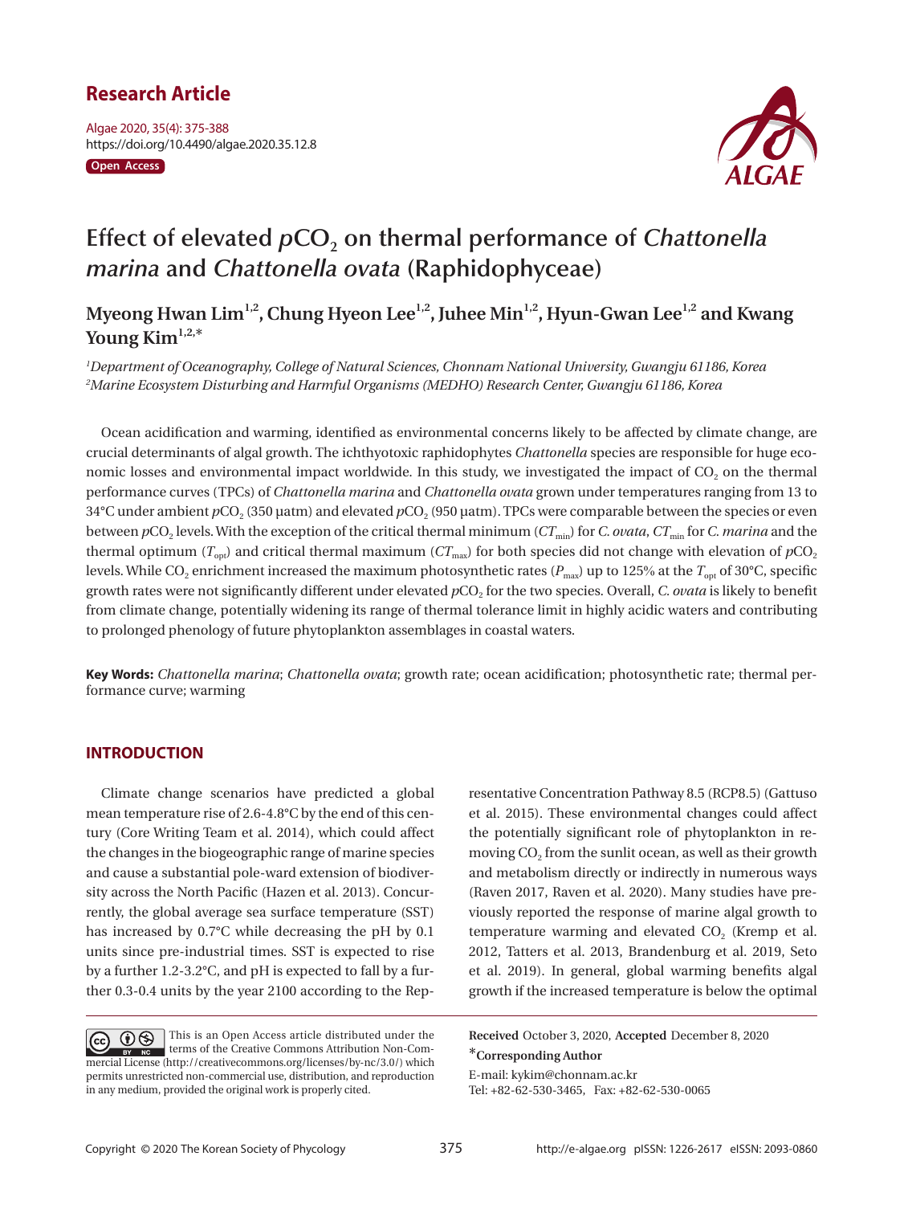Research Article

Algae 2020, 35(4): 375-388
https://doi.org/10.4490/algae.2020.35.12.8

Open Access

# Effect of elevated $pCO_2$ on thermal performance of *Chattonella marina* and *Chattonella ovata* (Raphidophyceae)

**Myeong Hwan Lim[1,2], Chung Hyeon Lee[1,2], Juhee Min[1,2], Hyun-Gwan Lee[1,2] and Kwang Young Kim[1,2,*]**

*[1]Department of Oceanography, College of Natural Sciences, Chonnam National University, Gwangju 61186, Korea*
*[2]Marine Ecosystem Disturbing and Harmful Organisms (MEDHO) Research Center, Gwangju 61186, Korea*

Ocean acidification and warming, identified as environmental concerns likely to be affected by climate change, are crucial determinants of algal growth. The ichthyotoxic raphidophytes *Chattonella* species are responsible for huge economic losses and environmental impact worldwide. In this study, we investigated the impact of $CO_2$ on the thermal performance curves (TPCs) of *Chattonella marina* and *Chattonella ovata* grown under temperatures ranging from 13 to 34°C under ambient $pCO_2$ (350 µatm) and elevated $pCO_2$ (950 µatm). TPCs were comparable between the species or even between $pCO_2$ levels. With the exception of the critical thermal minimum ($CT_{min}$) for *C. ovata*, $CT_{min}$ for *C. marina* and the thermal optimum ($T_{opt}$) and critical thermal maximum ($CT_{max}$) for both species did not change with elevation of $pCO_2$ levels. While $CO_2$ enrichment increased the maximum photosynthetic rates ($P_{max}$) up to 125% at the $T_{opt}$ of 30°C, specific growth rates were not significantly different under elevated $pCO_2$ for the two species. Overall, *C. ovata* is likely to benefit from climate change, potentially widening its range of thermal tolerance limit in highly acidic waters and contributing to prolonged phenology of future phytoplankton assemblages in coastal waters.

**Key Words:** *Chattonella marina*; *Chattonella ovata*; growth rate; ocean acidification; photosynthetic rate; thermal performance curve; warming

## INTRODUCTION

Climate change scenarios have predicted a global mean temperature rise of 2.6-4.8°C by the end of this century (Core Writing Team et al. 2014), which could affect the changes in the biogeographic range of marine species and cause a substantial pole-ward extension of biodiversity across the North Pacific (Hazen et al. 2013). Concurrently, the global average sea surface temperature (SST) has increased by 0.7°C while decreasing the pH by 0.1 units since pre-industrial times. SST is expected to rise by a further 1.2-3.2°C, and pH is expected to fall by a further 0.3-0.4 units by the year 2100 according to the Representative Concentration Pathway 8.5 (RCP8.5) (Gattuso et al. 2015). These environmental changes could affect the potentially significant role of phytoplankton in removing $CO_2$ from the sunlit ocean, as well as their growth and metabolism directly or indirectly in numerous ways (Raven 2017, Raven et al. 2020). Many studies have previously reported the response of marine algal growth to temperature warming and elevated $CO_2$ (Kremp et al. 2012, Tatters et al. 2013, Brandenburg et al. 2019, Seto et al. 2019). In general, global warming benefits algal growth if the increased temperature is below the optimal

This is an Open Access article distributed under the terms of the Creative Commons Attribution Non-Commercial License (http://creativecommons.org/licenses/by-nc/3.0/) which permits unrestricted non-commercial use, distribution, and reproduction in any medium, provided the original work is properly cited.

**Received** October 3, 2020, **Accepted** December 8, 2020

***Corresponding Author**

E-mail: kykim@chonnam.ac.kr
Tel: +82-62-530-3465, Fax: +82-62-530-0065

Copyright © 2020 The Korean Society of Phycology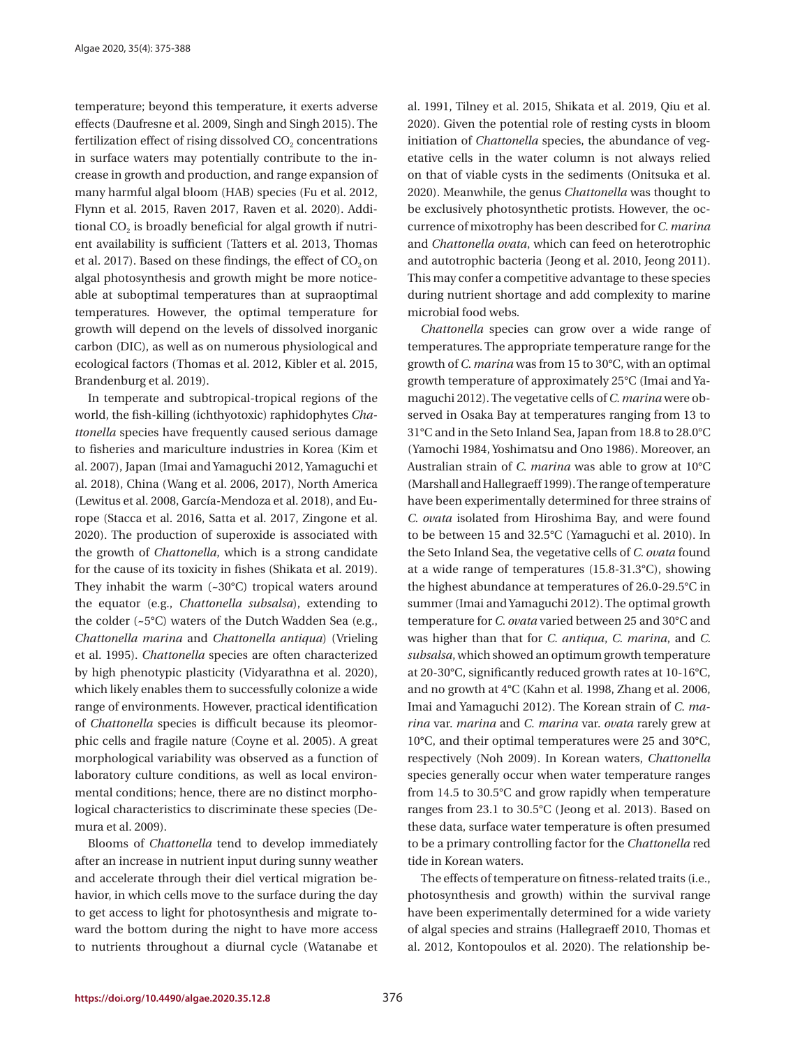temperature; beyond this temperature, it exerts adverse effects (Daufresne et al. 2009, Singh and Singh 2015). The fertilization effect of rising dissolved $CO_2$ concentrations in surface waters may potentially contribute to the increase in growth and production, and range expansion of many harmful algal bloom (HAB) species (Fu et al. 2012, Flynn et al. 2015, Raven 2017, Raven et al. 2020). Additional $CO_2$ is broadly beneficial for algal growth if nutrient availability is sufficient (Tatters et al. 2013, Thomas et al. 2017). Based on these findings, the effect of $CO_2$ on algal photosynthesis and growth might be more noticeable at suboptimal temperatures than at supraoptimal temperatures. However, the optimal temperature for growth will depend on the levels of dissolved inorganic carbon (DIC), as well as on numerous physiological and ecological factors (Thomas et al. 2012, Kibler et al. 2015, Brandenburg et al. 2019).

In temperate and subtropical-tropical regions of the world, the fish-killing (ichthyotoxic) raphidophytes *Chattonella* species have frequently caused serious damage to fisheries and mariculture industries in Korea (Kim et al. 2007), Japan (Imai and Yamaguchi 2012, Yamaguchi et al. 2018), China (Wang et al. 2006, 2017), North America (Lewitus et al. 2008, García-Mendoza et al. 2018), and Europe (Stacca et al. 2016, Satta et al. 2017, Zingone et al. 2020). The production of superoxide is associated with the growth of *Chattonella*, which is a strong candidate for the cause of its toxicity in fishes (Shikata et al. 2019). They inhabit the warm (~30°C) tropical waters around the equator (e.g., *Chattonella subsalsa*), extending to the colder (~5°C) waters of the Dutch Wadden Sea (e.g., *Chattonella marina* and *Chattonella antiqua*) (Vrieling et al. 1995). *Chattonella* species are often characterized by high phenotypic plasticity (Vidyarathna et al. 2020), which likely enables them to successfully colonize a wide range of environments. However, practical identification of *Chattonella* species is difficult because its pleomorphic cells and fragile nature (Coyne et al. 2005). A great morphological variability was observed as a function of laboratory culture conditions, as well as local environmental conditions; hence, there are no distinct morphological characteristics to discriminate these species (Demura et al. 2009).

Blooms of *Chattonella* tend to develop immediately after an increase in nutrient input during sunny weather and accelerate through their diel vertical migration behavior, in which cells move to the surface during the day to get access to light for photosynthesis and migrate toward the bottom during the night to have more access to nutrients throughout a diurnal cycle (Watanabe et al. 1991, Tilney et al. 2015, Shikata et al. 2019, Qiu et al. 2020). Given the potential role of resting cysts in bloom initiation of *Chattonella* species, the abundance of vegetative cells in the water column is not always relied on that of viable cysts in the sediments (Onitsuka et al. 2020). Meanwhile, the genus *Chattonella* was thought to be exclusively photosynthetic protists. However, the occurrence of mixotrophy has been described for *C. marina* and *Chattonella ovata*, which can feed on heterotrophic and autotrophic bacteria (Jeong et al. 2010, Jeong 2011). This may confer a competitive advantage to these species during nutrient shortage and add complexity to marine microbial food webs.

*Chattonella* species can grow over a wide range of temperatures. The appropriate temperature range for the growth of *C. marina* was from 15 to 30°C, with an optimal growth temperature of approximately 25°C (Imai and Yamaguchi 2012). The vegetative cells of *C. marina* were observed in Osaka Bay at temperatures ranging from 13 to 31°C and in the Seto Inland Sea, Japan from 18.8 to 28.0°C (Yamochi 1984, Yoshimatsu and Ono 1986). Moreover, an Australian strain of *C. marina* was able to grow at 10°C (Marshall and Hallegraeff 1999). The range of temperature have been experimentally determined for three strains of *C. ovata* isolated from Hiroshima Bay, and were found to be between 15 and 32.5°C (Yamaguchi et al. 2010). In the Seto Inland Sea, the vegetative cells of *C. ovata* found at a wide range of temperatures (15.8-31.3°C), showing the highest abundance at temperatures of 26.0-29.5°C in summer (Imai and Yamaguchi 2012). The optimal growth temperature for *C. ovata* varied between 25 and 30°C and was higher than that for *C. antiqua*, *C. marina*, and *C. subsalsa*, which showed an optimum growth temperature at 20-30°C, significantly reduced growth rates at 10-16°C, and no growth at 4°C (Kahn et al. 1998, Zhang et al. 2006, Imai and Yamaguchi 2012). The Korean strain of *C. marina* var. *marina* and *C. marina* var. *ovata* rarely grew at 10°C, and their optimal temperatures were 25 and 30°C, respectively (Noh 2009). In Korean waters, *Chattonella* species generally occur when water temperature ranges from 14.5 to 30.5°C and grow rapidly when temperature ranges from 23.1 to 30.5°C (Jeong et al. 2013). Based on these data, surface water temperature is often presumed to be a primary controlling factor for the *Chattonella* red tide in Korean waters.

The effects of temperature on fitness-related traits (i.e., photosynthesis and growth) within the survival range have been experimentally determined for a wide variety of algal species and strains (Hallegraeff 2010, Thomas et al. 2012, Kontopoulos et al. 2020). The relationship be-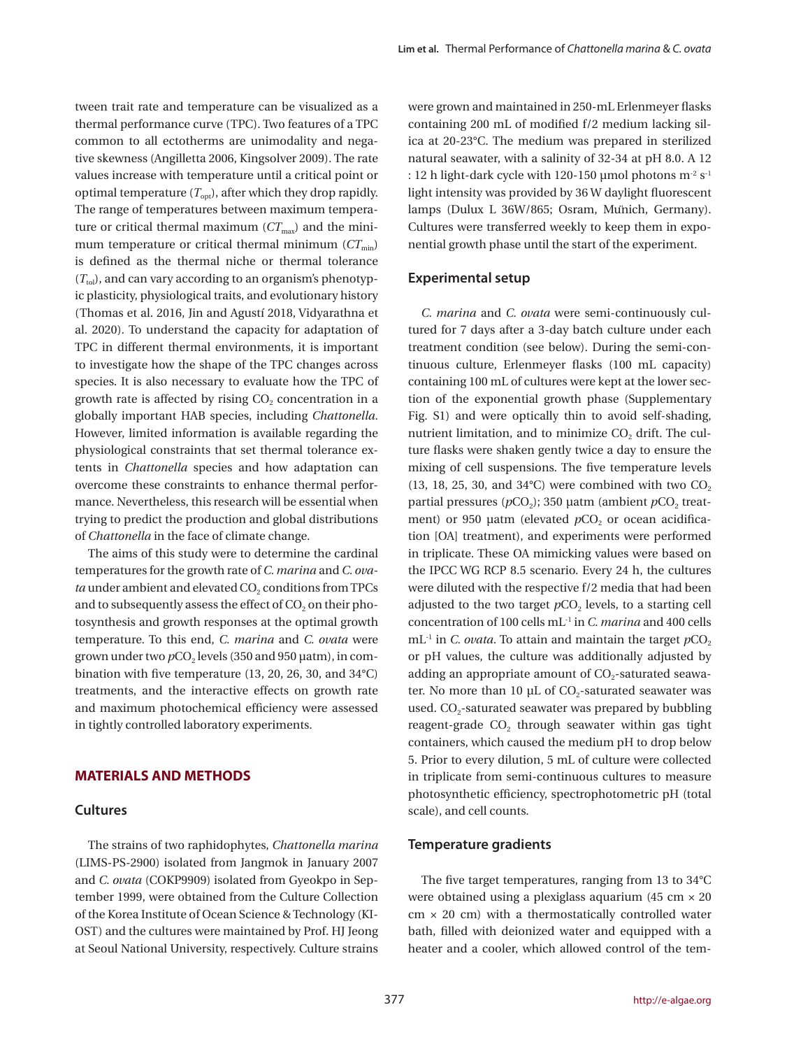tween trait rate and temperature can be visualized as a thermal performance curve (TPC). Two features of a TPC common to all ectotherms are unimodality and negative skewness (Angilletta 2006, Kingsolver 2009). The rate values increase with temperature until a critical point or optimal temperature ($T_{opt}$), after which they drop rapidly. The range of temperatures between maximum temperature or critical thermal maximum ($CT_{max}$) and the minimum temperature or critical thermal minimum ($CT_{min}$) is defined as the thermal niche or thermal tolerance ($T_{tol}$), and can vary according to an organism's phenotypic plasticity, physiological traits, and evolutionary history (Thomas et al. 2016, Jin and Agustí 2018, Vidyarathna et al. 2020). To understand the capacity for adaptation of TPC in different thermal environments, it is important to investigate how the shape of the TPC changes across species. It is also necessary to evaluate how the TPC of growth rate is affected by rising $CO_2$ concentration in a globally important HAB species, including *Chattonella*. However, limited information is available regarding the physiological constraints that set thermal tolerance extents in *Chattonella* species and how adaptation can overcome these constraints to enhance thermal performance. Nevertheless, this research will be essential when trying to predict the production and global distributions of *Chattonella* in the face of climate change.

The aims of this study were to determine the cardinal temperatures for the growth rate of *C. marina* and *C. ovata* under ambient and elevated $CO_2$ conditions from TPCs and to subsequently assess the effect of $CO_2$ on their photosynthesis and growth responses at the optimal growth temperature. To this end, *C. marina* and *C. ovata* were grown under two $pCO_2$ levels (350 and 950 µatm), in combination with five temperature (13, 20, 26, 30, and 34°C) treatments, and the interactive effects on growth rate and maximum photochemical efficiency were assessed in tightly controlled laboratory experiments.

## MATERIALS AND METHODS

### Cultures

The strains of two raphidophytes, *Chattonella marina* (LIMS-PS-2900) isolated from Jangmok in January 2007 and *C. ovata* (COKP9909) isolated from Gyeokpo in September 1999, were obtained from the Culture Collection of the Korea Institute of Ocean Science & Technology (KIOST) and the cultures were maintained by Prof. HJ Jeong at Seoul National University, respectively. Culture strains were grown and maintained in 250-mL Erlenmeyer flasks containing 200 mL of modified f/2 medium lacking silica at 20-23°C. The medium was prepared in sterilized natural seawater, with a salinity of 32-34 at pH 8.0. A 12 : 12 h light-dark cycle with 120-150 µmol photons $m^{-2}$ $s^{-1}$ light intensity was provided by 36 W daylight fluorescent lamps (Dulux L 36W/865; Osram, Mŭnich, Germany). Cultures were transferred weekly to keep them in exponential growth phase until the start of the experiment.

### Experimental setup

*C. marina* and *C. ovata* were semi-continuously cultured for 7 days after a 3-day batch culture under each treatment condition (see below). During the semi-continuous culture, Erlenmeyer flasks (100 mL capacity) containing 100 mL of cultures were kept at the lower section of the exponential growth phase (Supplementary Fig. S1) and were optically thin to avoid self-shading, nutrient limitation, and to minimize $CO_2$ drift. The culture flasks were shaken gently twice a day to ensure the mixing of cell suspensions. The five temperature levels (13, 18, 25, 30, and 34°C) were combined with two $CO_2$ partial pressures ($pCO_2$); 350 µatm (ambient $pCO_2$ treatment) or 950 µatm (elevated $pCO_2$ or ocean acidification [OA] treatment), and experiments were performed in triplicate. These OA mimicking values were based on the IPCC WG RCP 8.5 scenario. Every 24 h, the cultures were diluted with the respective f/2 media that had been adjusted to the two target $pCO_2$ levels, to a starting cell concentration of 100 cells $mL^{-1}$ in *C. marina* and 400 cells $mL^{-1}$ in *C. ovata*. To attain and maintain the target $pCO_2$ or pH values, the culture was additionally adjusted by adding an appropriate amount of $CO_2$-saturated seawater. No more than 10 µL of $CO_2$-saturated seawater was used. $CO_2$-saturated seawater was prepared by bubbling reagent-grade $CO_2$ through seawater within gas tight containers, which caused the medium pH to drop below 5. Prior to every dilution, 5 mL of culture were collected in triplicate from semi-continuous cultures to measure photosynthetic efficiency, spectrophotometric pH (total scale), and cell counts.

### Temperature gradients

The five target temperatures, ranging from 13 to 34°C were obtained using a plexiglass aquarium (45 cm × 20 cm × 20 cm) with a thermostatically controlled water bath, filled with deionized water and equipped with a heater and a cooler, which allowed control of the tem-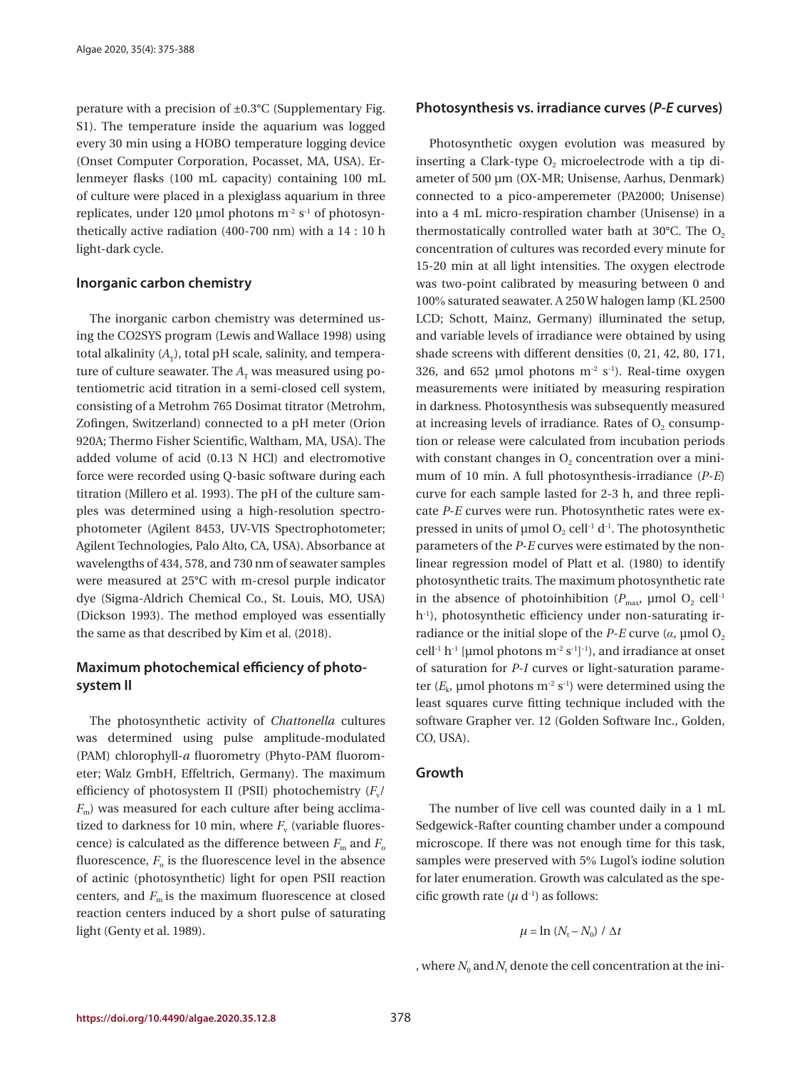perature with a precision of ±0.3°C (Supplementary Fig. S1). The temperature inside the aquarium was logged every 30 min using a HOBO temperature logging device (Onset Computer Corporation, Pocasset, MA, USA). Erlenmeyer flasks (100 mL capacity) containing 100 mL of culture were placed in a plexiglass aquarium in three replicates, under 120 μmol photons $m^{-2}$ $s^{-1}$ of photosynthetically active radiation (400-700 nm) with a 14 : 10 h light-dark cycle.

## Inorganic carbon chemistry

The inorganic carbon chemistry was determined using the CO2SYS program (Lewis and Wallace 1998) using total alkalinity ($A_T$), total pH scale, salinity, and temperature of culture seawater. The $A_T$ was measured using potentiometric acid titration in a semi-closed cell system, consisting of a Metrohm 765 Dosimat titrator (Metrohm, Zofingen, Switzerland) connected to a pH meter (Orion 920A; Thermo Fisher Scientific, Waltham, MA, USA). The added volume of acid (0.13 N HCl) and electromotive force were recorded using Q-basic software during each titration (Millero et al. 1993). The pH of the culture samples was determined using a high-resolution spectrophotometer (Agilent 8453, UV-VIS Spectrophotometer; Agilent Technologies, Palo Alto, CA, USA). Absorbance at wavelengths of 434, 578, and 730 nm of seawater samples were measured at 25°C with m-cresol purple indicator dye (Sigma-Aldrich Chemical Co., St. Louis, MO, USA) (Dickson 1993). The method employed was essentially the same as that described by Kim et al. (2018).

## Maximum photochemical efficiency of photosystem II

The photosynthetic activity of *Chattonella* cultures was determined using pulse amplitude-modulated (PAM) chlorophyll-*a* fluorometry (Phyto-PAM fluorometer; Walz GmbH, Effeltrich, Germany). The maximum efficiency of photosystem II (PSII) photochemistry ($F_v/F_m$) was measured for each culture after being acclimatized to darkness for 10 min, where $F_v$ (variable fluorescence) is calculated as the difference between $F_m$ and $F_o$ fluorescence, $F_o$ is the fluorescence level in the absence of actinic (photosynthetic) light for open PSII reaction centers, and $F_m$ is the maximum fluorescence at closed reaction centers induced by a short pulse of saturating light (Genty et al. 1989).

## Photosynthesis vs. irradiance curves (*P-E* curves)

Photosynthetic oxygen evolution was measured by inserting a Clark-type $O_2$ microelectrode with a tip diameter of 500 μm (OX-MR; Unisense, Aarhus, Denmark) connected to a pico-amperemeter (PA2000; Unisense) into a 4 mL micro-respiration chamber (Unisense) in a thermostatically controlled water bath at 30°C. The $O_2$ concentration of cultures was recorded every minute for 15-20 min at all light intensities. The oxygen electrode was two-point calibrated by measuring between 0 and 100% saturated seawater. A 250 W halogen lamp (KL 2500 LCD; Schott, Mainz, Germany) illuminated the setup, and variable levels of irradiance were obtained by using shade screens with different densities (0, 21, 42, 80, 171, 326, and 652 μmol photons $m^{-2}$ $s^{-1}$). Real-time oxygen measurements were initiated by measuring respiration in darkness. Photosynthesis was subsequently measured at increasing levels of irradiance. Rates of $O_2$ consumption or release were calculated from incubation periods with constant changes in $O_2$ concentration over a minimum of 10 min. A full photosynthesis-irradiance (*P-E*) curve for each sample lasted for 2-3 h, and three replicate *P-E* curves were run. Photosynthetic rates were expressed in units of μmol $O_2$ $cell^{-1}$ $d^{-1}$. The photosynthetic parameters of the *P-E* curves were estimated by the nonlinear regression model of Platt et al. (1980) to identify photosynthetic traits. The maximum photosynthetic rate in the absence of photoinhibition ($P_{max}$, μmol $O_2$ $cell^{-1}$ $h^{-1}$), photosynthetic efficiency under non-saturating irradiance or the initial slope of the *P-E* curve ($\alpha$, μmol $O_2$ $cell^{-1}$ $h^{-1}$ [μmol photons $m^{-2}$ $s^{-1}$]$^{-1}$), and irradiance at onset of saturation for *P-I* curves or light-saturation parameter ($E_k$, μmol photons $m^{-2}$ $s^{-1}$) were determined using the least squares curve fitting technique included with the software Grapher ver. 12 (Golden Software Inc., Golden, CO, USA).

## Growth

The number of live cell was counted daily in a 1 mL Sedgewick-Rafter counting chamber under a compound microscope. If there was not enough time for this task, samples were preserved with 5% Lugol's iodine solution for later enumeration. Growth was calculated as the specific growth rate ($\mu$ $d^{-1}$) as follows:

$$\mu = \ln (N_t - N_0) \; / \; \Delta t$$

, where $N_0$ and $N_t$ denote the cell concentration at the ini-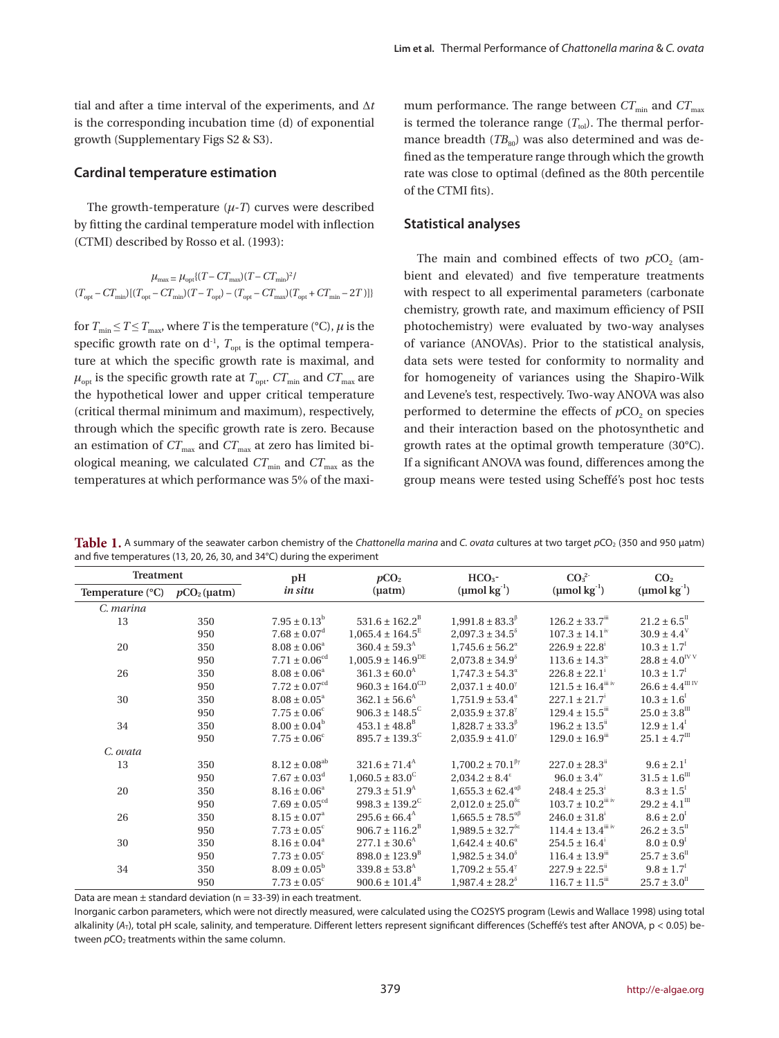tial and after a time interval of the experiments, and $\Delta t$ is the corresponding incubation time (d) of exponential growth (Supplementary Figs S2 & S3).

### Cardinal temperature estimation

The growth-temperature ($\mu$-$T$) curves were described by fitting the cardinal temperature model with inflection (CTMI) described by Rosso et al. (1993):

$$\mu_{max} = \mu_{opt}\{(T - CT_{max})(T - CT_{min})^2 / (T_{opt} - CT_{min})[(T_{opt} - CT_{min})(T - T_{opt}) - (T_{opt} - CT_{max})(T_{opt} + CT_{min} - 2T)]\}$$

for $T_{min} \leq T \leq T_{max}$, where $T$ is the temperature (°C), $\mu$ is the specific growth rate on $d^{-1}$, $T_{opt}$ is the optimal temperature at which the specific growth rate is maximal, and $\mu_{opt}$ is the specific growth rate at $T_{opt}$. $CT_{min}$ and $CT_{max}$ are the hypothetical lower and upper critical temperature (critical thermal minimum and maximum), respectively, through which the specific growth rate is zero. Because an estimation of $CT_{max}$ and $CT_{max}$ at zero has limited biological meaning, we calculated $CT_{min}$ and $CT_{max}$ as the temperatures at which performance was 5% of the maximum performance. The range between $CT_{min}$ and $CT_{max}$ is termed the tolerance range ($T_{tol}$). The thermal performance breadth ($TB_{80}$) was also determined and was defined as the temperature range through which the growth rate was close to optimal (defined as the 80th percentile of the CTMI fits).

### Statistical analyses

The main and combined effects of two $pCO_2$ (ambient and elevated) and five temperature treatments with respect to all experimental parameters (carbonate chemistry, growth rate, and maximum efficiency of PSII photochemistry) were evaluated by two-way analyses of variance (ANOVAs). Prior to the statistical analysis, data sets were tested for conformity to normality and for homogeneity of variances using the Shapiro-Wilk and Levene's test, respectively. Two-way ANOVA was also performed to determine the effects of $pCO_2$ on species and their interaction based on the photosynthetic and growth rates at the optimal growth temperature (30°C). If a significant ANOVA was found, differences among the group means were tested using Scheffé's post hoc tests

**Table 1.** A summary of the seawater carbon chemistry of the *Chattonella marina* and *C. ovata* cultures at two target $pCO_2$ (350 and 950 µatm) and five temperatures (13, 20, 26, 30, and 34°C) during the experiment

| Treatment | | pH | $pCO_2$ | $HCO_3^-$ | $CO_3^{2-}$ | $CO_2$ |
|---|---|---|---|---|---|---|
| Temperature (°C) | $pCO_2$ (µatm) | *in situ* | (µatm) | (µmol $kg^{-1}$) | (µmol $kg^{-1}$) | (µmol $kg^{-1}$) |
| *C. marina* | | | | | | |
| 13 | 350 | $7.95 \pm 0.13^{b}$ | $531.6 \pm 162.2^{B}$ | $1{,}991.8 \pm 83.3^{\beta}$ | $126.2 \pm 33.7^{iii}$ | $21.2 \pm 6.5^{II}$ |
| | 950 | $7.68 \pm 0.07^{d}$ | $1{,}065.4 \pm 164.5^{E}$ | $2{,}097.3 \pm 34.5^{\delta}$ | $107.3 \pm 14.1^{iv}$ | $30.9 \pm 4.4^{V}$ |
| 20 | 350 | $8.08 \pm 0.06^{a}$ | $360.4 \pm 59.3^{A}$ | $1{,}745.6 \pm 56.2^{\alpha}$ | $226.9 \pm 22.8^{i}$ | $10.3 \pm 1.7^{I}$ |
| | 950 | $7.71 \pm 0.06^{cd}$ | $1{,}005.9 \pm 146.9^{DE}$ | $2{,}073.8 \pm 34.9^{\delta}$ | $113.6 \pm 14.3^{iv}$ | $28.8 \pm 4.0^{IV\,V}$ |
| 26 | 350 | $8.08 \pm 0.06^{a}$ | $361.3 \pm 60.0^{A}$ | $1{,}747.3 \pm 54.3^{\alpha}$ | $226.8 \pm 22.1^{i}$ | $10.3 \pm 1.7^{I}$ |
| | 950 | $7.72 \pm 0.07^{cd}$ | $960.3 \pm 164.0^{CD}$ | $2{,}037.1 \pm 40.0^{\gamma}$ | $121.5 \pm 16.4^{iii\,iv}$ | $26.6 \pm 4.4^{III\,IV}$ |
| 30 | 350 | $8.08 \pm 0.05^{a}$ | $362.1 \pm 56.6^{A}$ | $1{,}751.9 \pm 53.4^{\alpha}$ | $227.1 \pm 21.7^{i}$ | $10.3 \pm 1.6^{I}$ |
| | 950 | $7.75 \pm 0.06^{c}$ | $906.3 \pm 148.5^{C}$ | $2{,}035.9 \pm 37.8^{\gamma}$ | $129.4 \pm 15.5^{iii}$ | $25.0 \pm 3.8^{III}$ |
| 34 | 350 | $8.00 \pm 0.04^{b}$ | $453.1 \pm 48.8^{B}$ | $1{,}828.7 \pm 33.3^{\beta}$ | $196.2 \pm 13.5^{ii}$ | $12.9 \pm 1.4^{I}$ |
| | 950 | $7.75 \pm 0.06^{c}$ | $895.7 \pm 139.3^{C}$ | $2{,}035.9 \pm 41.0^{\gamma}$ | $129.0 \pm 16.9^{iii}$ | $25.1 \pm 4.7^{III}$ |
| *C. ovata* | | | | | | |
| 13 | 350 | $8.12 \pm 0.08^{ab}$ | $321.6 \pm 71.4^{A}$ | $1{,}700.2 \pm 70.1^{\beta\gamma}$ | $227.0 \pm 28.3^{ii}$ | $9.6 \pm 2.1^{I}$ |
| | 950 | $7.67 \pm 0.03^{d}$ | $1{,}060.5 \pm 83.0^{C}$ | $2{,}034.2 \pm 8.4^{\varepsilon}$ | $96.0 \pm 3.4^{iv}$ | $31.5 \pm 1.6^{III}$ |
| 20 | 350 | $8.16 \pm 0.06^{a}$ | $279.3 \pm 51.9^{A}$ | $1{,}655.3 \pm 62.4^{\alpha\beta}$ | $248.4 \pm 25.3^{i}$ | $8.3 \pm 1.5^{I}$ |
| | 950 | $7.69 \pm 0.05^{cd}$ | $998.3 \pm 139.2^{C}$ | $2{,}012.0 \pm 25.0^{\delta\varepsilon}$ | $103.7 \pm 10.2^{iii\,iv}$ | $29.2 \pm 4.1^{III}$ |
| 26 | 350 | $8.15 \pm 0.07^{a}$ | $295.6 \pm 66.4^{A}$ | $1{,}665.3 \pm 78.5^{\alpha\beta}$ | $246.0 \pm 31.8^{i}$ | $8.6 \pm 2.0^{I}$ |
| | 950 | $7.73 \pm 0.05^{c}$ | $906.7 \pm 116.2^{B}$ | $1{,}989.5 \pm 32.7^{\delta\varepsilon}$ | $114.4 \pm 13.4^{iii\,iv}$ | $26.2 \pm 3.5^{II}$ |
| 30 | 350 | $8.16 \pm 0.04^{a}$ | $277.1 \pm 30.6^{A}$ | $1{,}642.4 \pm 40.6^{\alpha}$ | $254.5 \pm 16.4^{i}$ | $8.0 \pm 0.9^{I}$ |
| | 950 | $7.73 \pm 0.05^{c}$ | $898.0 \pm 123.9^{B}$ | $1{,}982.5 \pm 34.0^{\delta}$ | $116.4 \pm 13.9^{iii}$ | $25.7 \pm 3.6^{II}$ |
| 34 | 350 | $8.09 \pm 0.05^{b}$ | $339.8 \pm 53.8^{A}$ | $1{,}709.2 \pm 55.4^{\gamma}$ | $227.9 \pm 22.5^{ii}$ | $9.8 \pm 1.7^{I}$ |
| | 950 | $7.73 \pm 0.05^{c}$ | $900.6 \pm 101.4^{B}$ | $1{,}987.4 \pm 28.2^{\delta}$ | $116.7 \pm 11.5^{iii}$ | $25.7 \pm 3.0^{II}$ |

Data are mean ± standard deviation (n = 33-39) in each treatment.

Inorganic carbon parameters, which were not directly measured, were calculated using the CO2SYS program (Lewis and Wallace 1998) using total alkalinity ($A_T$), total pH scale, salinity, and temperature. Different letters represent significant differences (Scheffé's test after ANOVA, $p < 0.05$) between $pCO_2$ treatments within the same column.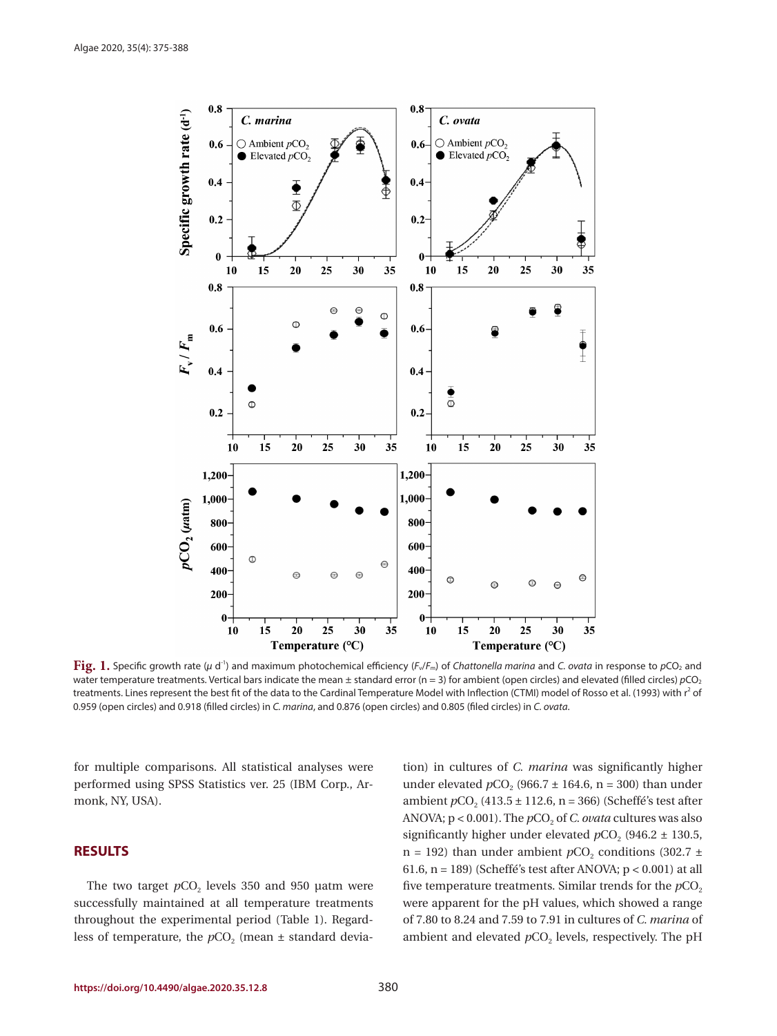**Fig. 1.** Specific growth rate ($\mu$ $d^{-1}$) and maximum photochemical efficiency ($F_v/F_m$) of *Chattonella marina* and *C. ovata* in response to $pCO_2$ and water temperature treatments. Vertical bars indicate the mean ± standard error (n = 3) for ambient (open circles) and elevated (filled circles) $pCO_2$ treatments. Lines represent the best fit of the data to the Cardinal Temperature Model with Inflection (CTMI) model of Rosso et al. (1993) with $r^2$ of 0.959 (open circles) and 0.918 (filled circles) in *C. marina*, and 0.876 (open circles) and 0.805 (filed circles) in *C. ovata*.

for multiple comparisons. All statistical analyses were performed using SPSS Statistics ver. 25 (IBM Corp., Armonk, NY, USA).

## RESULTS

The two target $pCO_2$ levels 350 and 950 μatm were successfully maintained at all temperature treatments throughout the experimental period (Table 1). Regardless of temperature, the $pCO_2$ (mean ± standard deviation) in cultures of *C. marina* was significantly higher under elevated $pCO_2$ (966.7 ± 164.6, n = 300) than under ambient $pCO_2$ (413.5 ± 112.6, n = 366) (Scheffé's test after ANOVA; $p < 0.001$). The $pCO_2$ of *C. ovata* cultures was also significantly higher under elevated $pCO_2$ (946.2 ± 130.5, n = 192) than under ambient $pCO_2$ conditions (302.7 ± 61.6, n = 189) (Scheffé's test after ANOVA; $p < 0.001$) at all five temperature treatments. Similar trends for the $pCO_2$ were apparent for the pH values, which showed a range of 7.80 to 8.24 and 7.59 to 7.91 in cultures of *C. marina* of ambient and elevated $pCO_2$ levels, respectively. The pH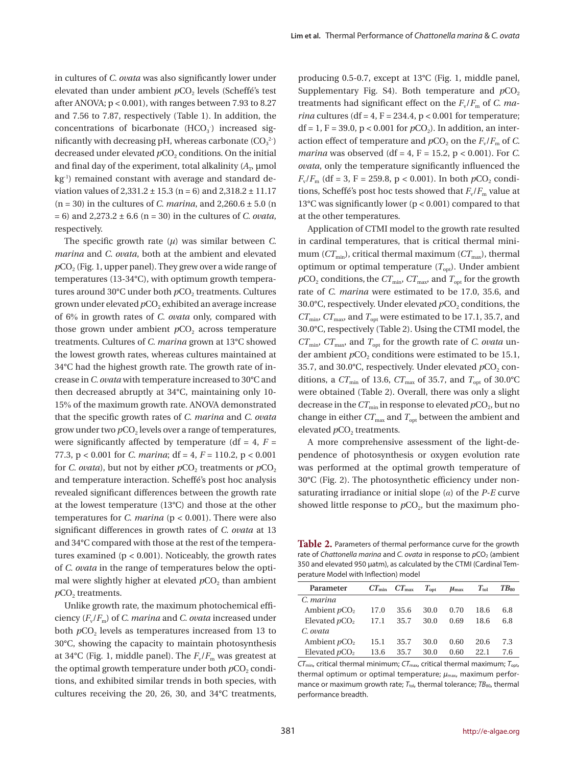in cultures of *C. ovata* was also significantly lower under elevated than under ambient $pCO_2$ levels (Scheffé's test after ANOVA; $p < 0.001$), with ranges between 7.93 to 8.27 and 7.56 to 7.87, respectively (Table 1). In addition, the concentrations of bicarbonate ($HCO_3^-$) increased significantly with decreasing pH, whereas carbonate ($CO_3^{2-}$) decreased under elevated $pCO_2$ conditions. On the initial and final day of the experiment, total alkalinity ($A_T$, µmol kg$^{-1}$) remained constant with average and standard deviation values of 2,331.2 ± 15.3 (n = 6) and 2,318.2 ± 11.17 (n = 30) in the cultures of *C. marina*, and 2,260.6 ± 5.0 (n = 6) and 2,273.2 ± 6.6 (n = 30) in the cultures of *C. ovata*, respectively.

The specific growth rate ($\mu$) was similar between *C. marina* and *C. ovata*, both at the ambient and elevated $pCO_2$ (Fig. 1, upper panel). They grew over a wide range of temperatures (13-34°C), with optimum growth temperatures around 30°C under both $pCO_2$ treatments. Cultures grown under elevated $pCO_2$ exhibited an average increase of 6% in growth rates of *C. ovata* only, compared with those grown under ambient $pCO_2$ across temperature treatments. Cultures of *C. marina* grown at 13°C showed the lowest growth rates, whereas cultures maintained at 34°C had the highest growth rate. The growth rate of increase in *C. ovata* with temperature increased to 30°C and then decreased abruptly at 34°C, maintaining only 10-15% of the maximum growth rate. ANOVA demonstrated that the specific growth rates of *C. marina* and *C. ovata* grow under two $pCO_2$ levels over a range of temperatures, were significantly affected by temperature (df = 4, $F$ = 77.3, $p < 0.001$ for *C. marina*; df = 4, $F$ = 110.2, $p < 0.001$ for *C. ovata*), but not by either $pCO_2$ treatments or $pCO_2$ and temperature interaction. Scheffé's post hoc analysis revealed significant differences between the growth rate at the lowest temperature (13°C) and those at the other temperatures for *C. marina* ($p < 0.001$). There were also significant differences in growth rates of *C. ovata* at 13 and 34°C compared with those at the rest of the temperatures examined ($p < 0.001$). Noticeably, the growth rates of *C. ovata* in the range of temperatures below the optimal were slightly higher at elevated $pCO_2$ than ambient $pCO_2$ treatments.

Unlike growth rate, the maximum photochemical efficiency ($F_v/F_m$) of *C. marina* and *C. ovata* increased under both $pCO_2$ levels as temperatures increased from 13 to 30°C, showing the capacity to maintain photosynthesis at 34°C (Fig. 1, middle panel). The $F_v/F_m$ was greatest at the optimal growth temperature under both $pCO_2$ conditions, and exhibited similar trends in both species, with cultures receiving the 20, 26, 30, and 34°C treatments, producing 0.5-0.7, except at 13°C (Fig. 1, middle panel, Supplementary Fig. S4). Both temperature and $pCO_2$ treatments had significant effect on the $F_v/F_m$ of *C. marina* cultures (df = 4, F = 234.4, $p < 0.001$ for temperature; df = 1, F = 39.0, $p < 0.001$ for $pCO_2$). In addition, an interaction effect of temperature and $pCO_2$ on the $F_v/F_m$ of *C. marina* was observed (df = 4, F = 15.2, $p < 0.001$). For *C. ovata*, only the temperature significantly influenced the $F_v/F_m$ (df = 3, F = 259.8, $p < 0.001$). In both $pCO_2$ conditions, Scheffé's post hoc tests showed that $F_v/F_m$ value at 13°C was significantly lower ($p < 0.001$) compared to that at the other temperatures.

Application of CTMI model to the growth rate resulted in cardinal temperatures, that is critical thermal minimum ($CT_{min}$), critical thermal maximum ($CT_{max}$), thermal optimum or optimal temperature ($T_{opt}$). Under ambient $pCO_2$ conditions, the $CT_{min}$, $CT_{max}$, and $T_{opt}$ for the growth rate of *C. marina* were estimated to be 17.0, 35.6, and 30.0°C, respectively. Under elevated $pCO_2$ conditions, the $CT_{min}$, $CT_{max}$, and $T_{opt}$ were estimated to be 17.1, 35.7, and 30.0°C, respectively (Table 2). Using the CTMI model, the $CT_{min}$, $CT_{max}$, and $T_{opt}$ for the growth rate of *C. ovata* under ambient $pCO_2$ conditions were estimated to be 15.1, 35.7, and 30.0°C, respectively. Under elevated $pCO_2$ conditions, a $CT_{min}$ of 13.6, $CT_{max}$ of 35.7, and $T_{opt}$ of 30.0°C were obtained (Table 2). Overall, there was only a slight decrease in the $CT_{min}$ in response to elevated $pCO_2$, but no change in either $CT_{max}$ and $T_{opt}$ between the ambient and elevated $pCO_2$ treatments.

A more comprehensive assessment of the light-dependence of photosynthesis or oxygen evolution rate was performed at the optimal growth temperature of 30°C (Fig. 2). The photosynthetic efficiency under non-saturating irradiance or initial slope ($\alpha$) of the *P-E* curve showed little response to $pCO_2$, but the maximum pho-

**Table 2.** Parameters of thermal performance curve for the growth rate of *Chattonella marina* and *C. ovata* in response to $pCO_2$ (ambient 350 and elevated 950 µatm), as calculated by the CTMI (Cardinal Temperature Model with Inflection) model

| Parameter | $CT_{min}$ | $CT_{max}$ | $T_{opt}$ | $\mu_{max}$ | $T_{tol}$ | $TB_{80}$ |
|---|---|---|---|---|---|---|
| *C. marina* | | | | | | |
| Ambient $pCO_2$ | 17.0 | 35.6 | 30.0 | 0.70 | 18.6 | 6.8 |
| Elevated $pCO_2$ | 17.1 | 35.7 | 30.0 | 0.69 | 18.6 | 6.8 |
| *C. ovata* | | | | | | |
| Ambient $pCO_2$ | 15.1 | 35.7 | 30.0 | 0.60 | 20.6 | 7.3 |
| Elevated $pCO_2$ | 13.6 | 35.7 | 30.0 | 0.60 | 22.1 | 7.6 |

$CT_{min}$, critical thermal minimum; $CT_{max}$, critical thermal maximum; $T_{opt}$, thermal optimum or optimal temperature; $\mu_{max}$, maximum performance or maximum growth rate; $T_{tol}$, thermal tolerance; $TB_{80}$, thermal performance breadth.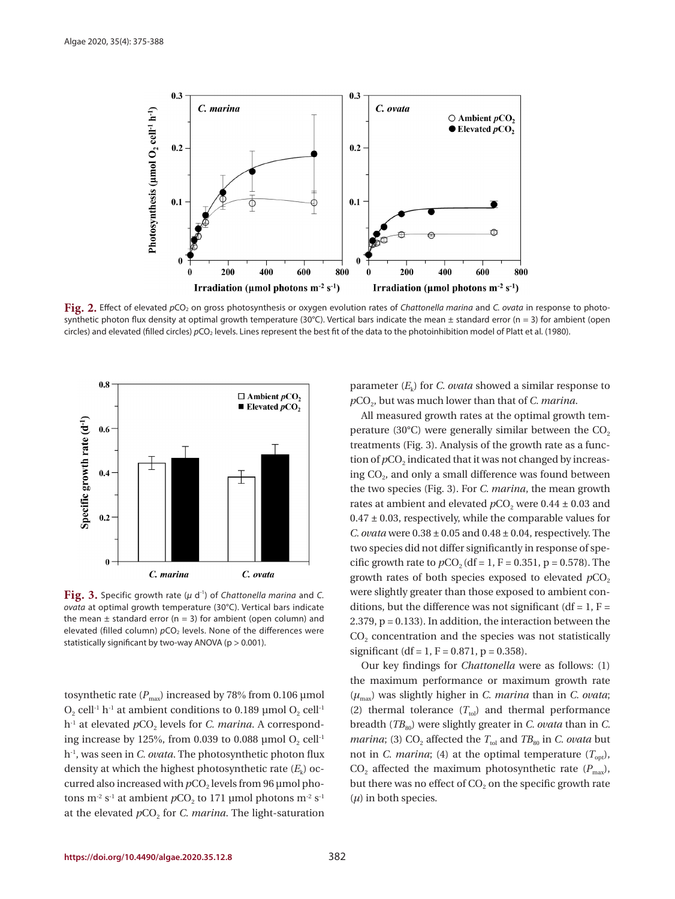**Fig. 2.** Effect of elevated $pCO_2$ on gross photosynthesis or oxygen evolution rates of *Chattonella marina* and *C. ovata* in response to photosynthetic photon flux density at optimal growth temperature (30°C). Vertical bars indicate the mean ± standard error (n = 3) for ambient (open circles) and elevated (filled circles) $pCO_2$ levels. Lines represent the best fit of the data to the photoinhibition model of Platt et al. (1980).

**Fig. 3.** Specific growth rate ($\mu$ $d^{-1}$) of *Chattonella marina* and *C. ovata* at optimal growth temperature (30°C). Vertical bars indicate the mean ± standard error (n = 3) for ambient (open column) and elevated (filled column) $pCO_2$ levels. None of the differences were statistically significant by two-way ANOVA (p > 0.001).

tosynthetic rate ($P_{max}$) increased by 78% from 0.106 μmol $O_2$ $cell^{-1}$ $h^{-1}$ at ambient conditions to 0.189 μmol $O_2$ $cell^{-1}$ $h^{-1}$ at elevated $pCO_2$ levels for *C. marina*. A corresponding increase by 125%, from 0.039 to 0.088 μmol $O_2$ $cell^{-1}$ $h^{-1}$, was seen in *C. ovata*. The photosynthetic photon flux density at which the highest photosynthetic rate ($E_k$) occurred also increased with $pCO_2$ levels from 96 μmol photons $m^{-2}$ $s^{-1}$ at ambient $pCO_2$ to 171 μmol photons $m^{-2}$ $s^{-1}$ at the elevated $pCO_2$ for *C. marina*. The light-saturation parameter ($E_k$) for *C. ovata* showed a similar response to $pCO_2$, but was much lower than that of *C. marina*.

All measured growth rates at the optimal growth temperature (30°C) were generally similar between the $CO_2$ treatments (Fig. 3). Analysis of the growth rate as a function of $pCO_2$ indicated that it was not changed by increasing $CO_2$, and only a small difference was found between the two species (Fig. 3). For *C. marina*, the mean growth rates at ambient and elevated $pCO_2$ were 0.44 ± 0.03 and 0.47 ± 0.03, respectively, while the comparable values for *C. ovata* were 0.38 ± 0.05 and 0.48 ± 0.04, respectively. The two species did not differ significantly in response of specific growth rate to $pCO_2$ (df = 1, F = 0.351, p = 0.578). The growth rates of both species exposed to elevated $pCO_2$ were slightly greater than those exposed to ambient conditions, but the difference was not significant (df = 1, F = 2.379, p = 0.133). In addition, the interaction between the $CO_2$ concentration and the species was not statistically significant (df = 1, F = 0.871, p = 0.358).

Our key findings for *Chattonella* were as follows: (1) the maximum performance or maximum growth rate ($\mu_{max}$) was slightly higher in *C. marina* than in *C. ovata*; (2) thermal tolerance ($T_{tol}$) and thermal performance breadth ($TB_{80}$) were slightly greater in *C. ovata* than in *C. marina*; (3) $CO_2$ affected the $T_{tol}$ and $TB_{80}$ in *C. ovata* but not in *C. marina*; (4) at the optimal temperature ($T_{opt}$), $CO_2$ affected the maximum photosynthetic rate ($P_{max}$), but there was no effect of $CO_2$ on the specific growth rate ($\mu$) in both species.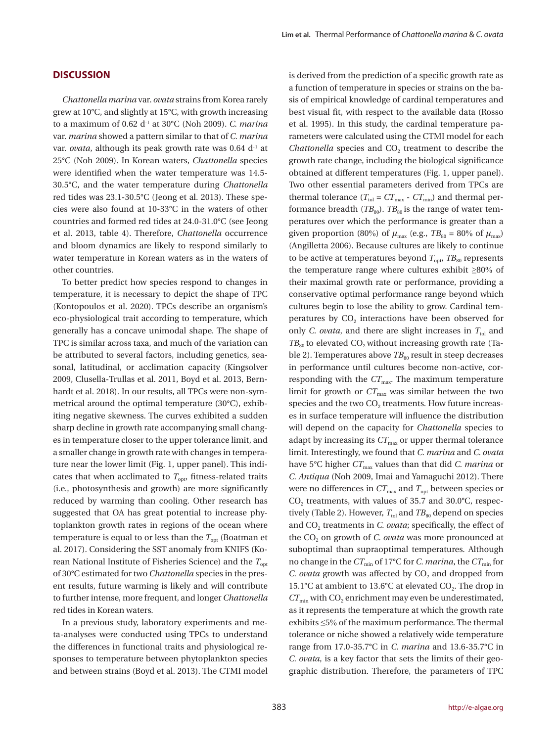## DISCUSSION

*Chattonella marina* var. *ovata* strains from Korea rarely grew at 10°C, and slightly at 15°C, with growth increasing to a maximum of 0.62 $d^{-1}$ at 30°C (Noh 2009). *C. marina* var. *marina* showed a pattern similar to that of *C. marina* var. *ovata*, although its peak growth rate was 0.64 $d^{-1}$ at 25°C (Noh 2009). In Korean waters, *Chattonella* species were identified when the water temperature was 14.5-30.5°C, and the water temperature during *Chattonella* red tides was 23.1-30.5°C (Jeong et al. 2013). These species were also found at 10-33°C in the waters of other countries and formed red tides at 24.0-31.0°C (see Jeong et al. 2013, table 4). Therefore, *Chattonella* occurrence and bloom dynamics are likely to respond similarly to water temperature in Korean waters as in the waters of other countries.

To better predict how species respond to changes in temperature, it is necessary to depict the shape of TPC (Kontopoulos et al. 2020). TPCs describe an organism's eco-physiological trait according to temperature, which generally has a concave unimodal shape. The shape of TPC is similar across taxa, and much of the variation can be attributed to several factors, including genetics, seasonal, latitudinal, or acclimation capacity (Kingsolver 2009, Clusella-Trullas et al. 2011, Boyd et al. 2013, Bernhardt et al. 2018). In our results, all TPCs were non-symmetrical around the optimal temperature (30°C), exhibiting negative skewness. The curves exhibited a sudden sharp decline in growth rate accompanying small changes in temperature closer to the upper tolerance limit, and a smaller change in growth rate with changes in temperature near the lower limit (Fig. 1, upper panel). This indicates that when acclimated to $T_{opt}$, fitness-related traits (i.e., photosynthesis and growth) are more significantly reduced by warming than cooling. Other research has suggested that OA has great potential to increase phytoplankton growth rates in regions of the ocean where temperature is equal to or less than the $T_{opt}$ (Boatman et al. 2017). Considering the SST anomaly from KNIFS (Korean National Institute of Fisheries Science) and the $T_{opt}$ of 30°C estimated for two *Chattonella* species in the present results, future warming is likely and will contribute to further intense, more frequent, and longer *Chattonella* red tides in Korean waters.

In a previous study, laboratory experiments and meta-analyses were conducted using TPCs to understand the differences in functional traits and physiological responses to temperature between phytoplankton species and between strains (Boyd et al. 2013). The CTMI model is derived from the prediction of a specific growth rate as a function of temperature in species or strains on the basis of empirical knowledge of cardinal temperatures and best visual fit, with respect to the available data (Rosso et al. 1995). In this study, the cardinal temperature parameters were calculated using the CTMI model for each *Chattonella* species and $CO_2$ treatment to describe the growth rate change, including the biological significance obtained at different temperatures (Fig. 1, upper panel). Two other essential parameters derived from TPCs are thermal tolerance ($T_{tol} = CT_{max} - CT_{min}$) and thermal performance breadth ($TB_{80}$). $TB_{80}$ is the range of water temperatures over which the performance is greater than a given proportion (80%) of $\mu_{max}$ (e.g., $TB_{80}$ = 80% of $\mu_{max}$) (Angilletta 2006). Because cultures are likely to continue to be active at temperatures beyond $T_{opt}$, $TB_{80}$ represents the temperature range where cultures exhibit ≥80% of their maximal growth rate or performance, providing a conservative optimal performance range beyond which cultures begin to lose the ability to grow. Cardinal temperatures by $CO_2$ interactions have been observed for only *C. ovata*, and there are slight increases in $T_{tol}$ and $TB_{80}$ to elevated $CO_2$ without increasing growth rate (Table 2). Temperatures above $TB_{80}$ result in steep decreases in performance until cultures become non-active, corresponding with the $CT_{max}$. The maximum temperature limit for growth or $CT_{max}$ was similar between the two species and the two $CO_2$ treatments. How future increases in surface temperature will influence the distribution will depend on the capacity for *Chattonella* species to adapt by increasing its $CT_{max}$ or upper thermal tolerance limit. Interestingly, we found that *C. marina* and *C. ovata* have 5°C higher $CT_{max}$ values than that did *C. marina* or *C. Antiqua* (Noh 2009, Imai and Yamaguchi 2012). There were no differences in $CT_{max}$ and $T_{opt}$ between species or $CO_2$ treatments, with values of 35.7 and 30.0°C, respectively (Table 2). However, $T_{tol}$ and $TB_{80}$ depend on species and $CO_2$ treatments in *C. ovata*; specifically, the effect of the $CO_2$ on growth of *C. ovata* was more pronounced at suboptimal than supraoptimal temperatures. Although no change in the $CT_{min}$ of 17°C for *C. marina*, the $CT_{min}$ for *C. ovata* growth was affected by $CO_2$ and dropped from 15.1°C at ambient to 13.6°C at elevated $CO_2$. The drop in $CT_{min}$ with $CO_2$ enrichment may even be underestimated, as it represents the temperature at which the growth rate exhibits ≤5% of the maximum performance. The thermal tolerance or niche showed a relatively wide temperature range from 17.0-35.7°C in *C. marina* and 13.6-35.7°C in *C. ovata*, is a key factor that sets the limits of their geographic distribution. Therefore, the parameters of TPC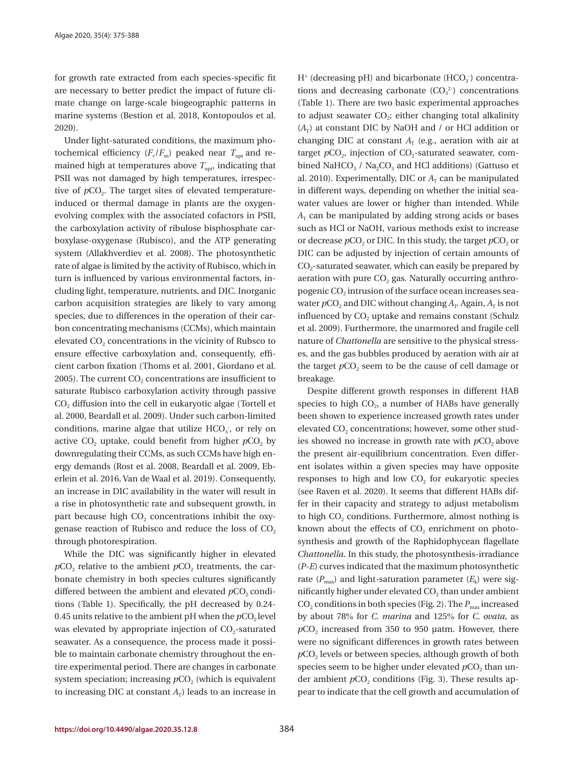for growth rate extracted from each species-specific fit are necessary to better predict the impact of future climate change on large-scale biogeographic patterns in marine systems (Bestion et al. 2018, Kontopoulos et al. 2020).

Under light-saturated conditions, the maximum photochemical efficiency ($F_v/F_m$) peaked near $T_{opt}$ and remained high at temperatures above $T_{opt}$, indicating that PSII was not damaged by high temperatures, irrespective of $pCO_2$. The target sites of elevated temperature-induced or thermal damage in plants are the oxygen-evolving complex with the associated cofactors in PSII, the carboxylation activity of ribulose bisphosphate carboxylase-oxygenase (Rubisco), and the ATP generating system (Allakhverdiev et al. 2008). The photosynthetic rate of algae is limited by the activity of Rubisco, which in turn is influenced by various environmental factors, including light, temperature, nutrients, and DIC. Inorganic carbon acquisition strategies are likely to vary among species, due to differences in the operation of their carbon concentrating mechanisms (CCMs), which maintain elevated $CO_2$ concentrations in the vicinity of Rubsco to ensure effective carboxylation and, consequently, efficient carbon fixation (Thoms et al. 2001, Giordano et al. 2005). The current $CO_2$ concentrations are insufficient to saturate Rubisco carboxylation activity through passive $CO_2$ diffusion into the cell in eukaryotic algae (Tortell et al. 2000, Beardall et al. 2009). Under such carbon-limited conditions, marine algae that utilize $HCO_3^-$, or rely on active $CO_2$ uptake, could benefit from higher $pCO_2$ by downregulating their CCMs, as such CCMs have high energy demands (Rost et al. 2008, Beardall et al. 2009, Eberlein et al. 2016, Van de Waal et al. 2019). Consequently, an increase in DIC availability in the water will result in a rise in photosynthetic rate and subsequent growth, in part because high $CO_2$ concentrations inhibit the oxygenase reaction of Rubisco and reduce the loss of $CO_2$ through photorespiration.

While the DIC was significantly higher in elevated $pCO_2$ relative to the ambient $pCO_2$ treatments, the carbonate chemistry in both species cultures significantly differed between the ambient and elevated $pCO_2$ conditions (Table 1). Specifically, the pH decreased by 0.24-0.45 units relative to the ambient pH when the $pCO_2$ level was elevated by appropriate injection of $CO_2$-saturated seawater. As a consequence, the process made it possible to maintain carbonate chemistry throughout the entire experimental period. There are changes in carbonate system speciation; increasing $pCO_2$ (which is equivalent to increasing DIC at constant $A_T$) leads to an increase in $H^+$ (decreasing pH) and bicarbonate ($HCO_3^-$) concentrations and decreasing carbonate ($CO_3^{2-}$) concentrations (Table 1). There are two basic experimental approaches to adjust seawater $CO_2$; either changing total alkalinity ($A_T$) at constant DIC by NaOH and / or HCl addition or changing DIC at constant $A_T$ (e.g., aeration with air at target $pCO_2$, injection of $CO_2$-saturated seawater, combined $NaHCO_3$ / $Na_2CO_3$ and HCl additions) (Gattuso et al. 2010). Experimentally, DIC or $A_T$ can be manipulated in different ways, depending on whether the initial seawater values are lower or higher than intended. While $A_T$ can be manipulated by adding strong acids or bases such as HCl or NaOH, various methods exist to increase or decrease $pCO_2$ or DIC. In this study, the target $pCO_2$ or DIC can be adjusted by injection of certain amounts of $CO_2$-saturated seawater, which can easily be prepared by aeration with pure $CO_2$ gas. Naturally occurring anthropogenic $CO_2$ intrusion of the surface ocean increases seawater $pCO_2$ and DIC without changing $A_T$. Again, $A_T$ is not influenced by $CO_2$ uptake and remains constant (Schulz et al. 2009). Furthermore, the unarmored and fragile cell nature of *Chattonella* are sensitive to the physical stresses, and the gas bubbles produced by aeration with air at the target $pCO_2$ seem to be the cause of cell damage or breakage.

Despite different growth responses in different HAB species to high $CO_2$, a number of HABs have generally been shown to experience increased growth rates under elevated $CO_2$ concentrations; however, some other studies showed no increase in growth rate with $pCO_2$ above the present air-equilibrium concentration. Even different isolates within a given species may have opposite responses to high and low $CO_2$ for eukaryotic species (see Raven et al. 2020). It seems that different HABs differ in their capacity and strategy to adjust metabolism to high $CO_2$ conditions. Furthermore, almost nothing is known about the effects of $CO_2$ enrichment on photosynthesis and growth of the Raphidophycean flagellate *Chattonella*. In this study, the photosynthesis-irradiance (*P-E*) curves indicated that the maximum photosynthetic rate ($P_{max}$) and light-saturation parameter ($E_k$) were significantly higher under elevated $CO_2$ than under ambient $CO_2$ conditions in both species (Fig. 2). The $P_{max}$ increased by about 78% for *C. marina* and 125% for *C. ovata*, as $pCO_2$ increased from 350 to 950 μatm. However, there were no significant differences in growth rates between $pCO_2$ levels or between species, although growth of both species seem to be higher under elevated $pCO_2$ than under ambient $pCO_2$ conditions (Fig. 3). These results appear to indicate that the cell growth and accumulation of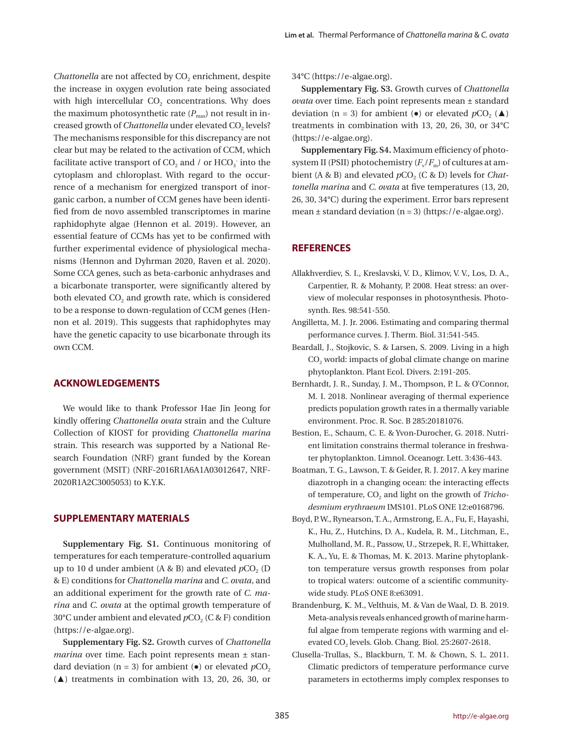*Chattonella* are not affected by $CO_2$ enrichment, despite the increase in oxygen evolution rate being associated with high intercellular $CO_2$ concentrations. Why does the maximum photosynthetic rate ($P_{max}$) not result in increased growth of *Chattonella* under elevated $CO_2$ levels? The mechanisms responsible for this discrepancy are not clear but may be related to the activation of CCM, which facilitate active transport of $CO_2$ and / or $HCO_3^-$ into the cytoplasm and chloroplast. With regard to the occurrence of a mechanism for energized transport of inorganic carbon, a number of CCM genes have been identified from de novo assembled transcriptomes in marine raphidophyte algae (Hennon et al. 2019). However, an essential feature of CCMs has yet to be confirmed with further experimental evidence of physiological mechanisms (Hennon and Dyhrman 2020, Raven et al. 2020). Some CCA genes, such as beta-carbonic anhydrases and a bicarbonate transporter, were significantly altered by both elevated $CO_2$ and growth rate, which is considered to be a response to down-regulation of CCM genes (Hennon et al. 2019). This suggests that raphidophytes may have the genetic capacity to use bicarbonate through its own CCM.

## ACKNOWLEDGEMENTS

We would like to thank Professor Hae Jin Jeong for kindly offering *Chattonella ovata* strain and the Culture Collection of KIOST for providing *Chattonella marina* strain. This research was supported by a National Research Foundation (NRF) grant funded by the Korean government (MSIT) (NRF-2016R1A6A1A03012647, NRF-2020R1A2C3005053) to K.Y.K.

## SUPPLEMENTARY MATERIALS

**Supplementary Fig. S1.** Continuous monitoring of temperatures for each temperature-controlled aquarium up to 10 d under ambient (A & B) and elevated $pCO_2$ (D & E) conditions for *Chattonella marina* and *C. ovata*, and an additional experiment for the growth rate of *C. marina* and *C. ovata* at the optimal growth temperature of 30°C under ambient and elevated $pCO_2$ (C & F) condition (https://e-algae.org).

**Supplementary Fig. S2.** Growth curves of *Chattonella marina* over time. Each point represents mean ± standard deviation (n = 3) for ambient (●) or elevated $pCO_2$ (▲) treatments in combination with 13, 20, 26, 30, or 34°C (https://e-algae.org).

**Supplementary Fig. S3.** Growth curves of *Chattonella ovata* over time. Each point represents mean ± standard deviation (n = 3) for ambient (●) or elevated $pCO_2$ (▲) treatments in combination with 13, 20, 26, 30, or 34°C (https://e-algae.org).

**Supplementary Fig. S4.** Maximum efficiency of photosystem II (PSII) photochemistry ($F_v/F_m$) of cultures at ambient (A & B) and elevated $pCO_2$ (C & D) levels for *Chattonella marina* and *C. ovata* at five temperatures (13, 20, 26, 30, 34°C) during the experiment. Error bars represent mean ± standard deviation (n = 3) (https://e-algae.org).

## REFERENCES

Allakhverdiev, S. I., Kreslavski, V. D., Klimov, V. V., Los, D. A., Carpentier, R. & Mohanty, P. 2008. Heat stress: an overview of molecular responses in photosynthesis. Photosynth. Res. 98:541-550.

Angilletta, M. J. Jr. 2006. Estimating and comparing thermal performance curves. J. Therm. Biol. 31:541-545.

Beardall, J., Stojkovic, S. & Larsen, S. 2009. Living in a high $CO_2$ world: impacts of global climate change on marine phytoplankton. Plant Ecol. Divers. 2:191-205.

Bernhardt, J. R., Sunday, J. M., Thompson, P. L. & O'Connor, M. I. 2018. Nonlinear averaging of thermal experience predicts population growth rates in a thermally variable environment. Proc. R. Soc. B 285:20181076.

Bestion, E., Schaum, C. E. & Yvon-Durocher, G. 2018. Nutrient limitation constrains thermal tolerance in freshwater phytoplankton. Limnol. Oceanogr. Lett. 3:436-443.

Boatman, T. G., Lawson, T. & Geider, R. J. 2017. A key marine diazotroph in a changing ocean: the interacting effects of temperature, $CO_2$ and light on the growth of *Trichodesmium erythraeum* IMS101. PLoS ONE 12:e0168796.

Boyd, P. W., Rynearson, T. A., Armstrong, E. A., Fu, F., Hayashi, K., Hu, Z., Hutchins, D. A., Kudela, R. M., Litchman, E., Mulholland, M. R., Passow, U., Strzepek, R. F., Whittaker, K. A., Yu, E. & Thomas, M. K. 2013. Marine phytoplankton temperature versus growth responses from polar to tropical waters: outcome of a scientific community-wide study. PLoS ONE 8:e63091.

Brandenburg, K. M., Velthuis, M. & Van de Waal, D. B. 2019. Meta-analysis reveals enhanced growth of marine harmful algae from temperate regions with warming and elevated $CO_2$ levels. Glob. Chang. Biol. 25:2607-2618.

Clusella-Trullas, S., Blackburn, T. M. & Chown, S. L. 2011. Climatic predictors of temperature performance curve parameters in ectotherms imply complex responses to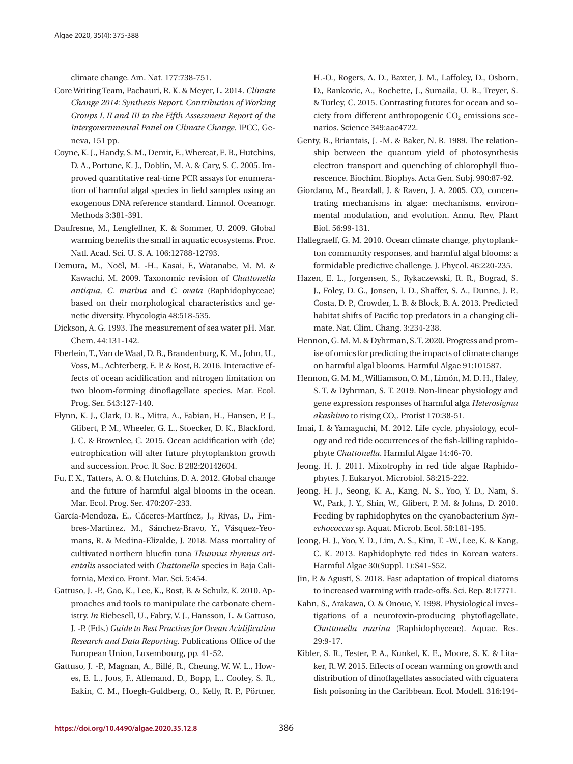climate change. Am. Nat. 177:738-751.

Core Writing Team, Pachauri, R. K. & Meyer, L. 2014. *Climate Change 2014: Synthesis Report. Contribution of Working Groups I, II and III to the Fifth Assessment Report of the Intergovernmental Panel on Climate Change*. IPCC, Geneva, 151 pp.

Coyne, K. J., Handy, S. M., Demir, E., Whereat, E. B., Hutchins, D. A., Portune, K. J., Doblin, M. A. & Cary, S. C. 2005. Improved quantitative real-time PCR assays for enumeration of harmful algal species in field samples using an exogenous DNA reference standard. Limnol. Oceanogr. Methods 3:381-391.

Daufresne, M., Lengfellner, K. & Sommer, U. 2009. Global warming benefits the small in aquatic ecosystems. Proc. Natl. Acad. Sci. U. S. A. 106:12788-12793.

Demura, M., Noël, M. -H., Kasai, F., Watanabe, M. M. & Kawachi, M. 2009. Taxonomic revision of *Chattonella antiqua*, *C. marina* and *C. ovata* (Raphidophyceae) based on their morphological characteristics and genetic diversity. Phycologia 48:518-535.

Dickson, A. G. 1993. The measurement of sea water pH. Mar. Chem. 44:131-142.

Eberlein, T., Van de Waal, D. B., Brandenburg, K. M., John, U., Voss, M., Achterberg, E. P. & Rost, B. 2016. Interactive effects of ocean acidification and nitrogen limitation on two bloom-forming dinoflagellate species. Mar. Ecol. Prog. Ser. 543:127-140.

Flynn, K. J., Clark, D. R., Mitra, A., Fabian, H., Hansen, P. J., Glibert, P. M., Wheeler, G. L., Stoecker, D. K., Blackford, J. C. & Brownlee, C. 2015. Ocean acidification with (de) eutrophication will alter future phytoplankton growth and succession. Proc. R. Soc. B 282:20142604.

Fu, F. X., Tatters, A. O. & Hutchins, D. A. 2012. Global change and the future of harmful algal blooms in the ocean. Mar. Ecol. Prog. Ser. 470:207-233.

García-Mendoza, E., Cáceres-Martínez, J., Rivas, D., Fimbres-Martinez, M., Sánchez-Bravo, Y., Vásquez-Yeomans, R. & Medina-Elizalde, J. 2018. Mass mortality of cultivated northern bluefin tuna *Thunnus thynnus orientalis* associated with *Chattonella* species in Baja California, Mexico. Front. Mar. Sci. 5:454.

Gattuso, J. -P., Gao, K., Lee, K., Rost, B. & Schulz, K. 2010. Approaches and tools to manipulate the carbonate chemistry. *In* Riebesell, U., Fabry, V. J., Hansson, L. & Gattuso, J. -P. (Eds.) *Guide to Best Practices for Ocean Acidification Research and Data Reporting*. Publications Office of the European Union, Luxembourg, pp. 41-52.

Gattuso, J. -P., Magnan, A., Billé, R., Cheung, W. W. L., Howes, E. L., Joos, F., Allemand, D., Bopp, L., Cooley, S. R., Eakin, C. M., Hoegh-Guldberg, O., Kelly, R. P., Pörtner, H.-O., Rogers, A. D., Baxter, J. M., Laffoley, D., Osborn, D., Rankovic, A., Rochette, J., Sumaila, U. R., Treyer, S. & Turley, C. 2015. Contrasting futures for ocean and society from different anthropogenic $CO_2$ emissions scenarios. Science 349:aac4722.

Genty, B., Briantais, J. -M. & Baker, N. R. 1989. The relationship between the quantum yield of photosynthesis electron transport and quenching of chlorophyll fluorescence. Biochim. Biophys. Acta Gen. Subj. 990:87-92.

Giordano, M., Beardall, J. & Raven, J. A. 2005. $CO_2$ concentrating mechanisms in algae: mechanisms, environmental modulation, and evolution. Annu. Rev. Plant Biol. 56:99-131.

Hallegraeff, G. M. 2010. Ocean climate change, phytoplankton community responses, and harmful algal blooms: a formidable predictive challenge. J. Phycol. 46:220-235.

Hazen, E. L., Jorgensen, S., Rykaczewski, R. R., Bograd, S. J., Foley, D. G., Jonsen, I. D., Shaffer, S. A., Dunne, J. P., Costa, D. P., Crowder, L. B. & Block, B. A. 2013. Predicted habitat shifts of Pacific top predators in a changing climate. Nat. Clim. Chang. 3:234-238.

Hennon, G. M. M. & Dyhrman, S. T. 2020. Progress and promise of omics for predicting the impacts of climate change on harmful algal blooms. Harmful Algae 91:101587.

Hennon, G. M. M., Williamson, O. M., Limón, M. D. H., Haley, S. T. & Dyhrman, S. T. 2019. Non-linear physiology and gene expression responses of harmful alga *Heterosigma akashiwo* to rising $CO_2$. Protist 170:38-51.

Imai, I. & Yamaguchi, M. 2012. Life cycle, physiology, ecology and red tide occurrences of the fish-killing raphidophyte *Chattonella*. Harmful Algae 14:46-70.

Jeong, H. J. 2011. Mixotrophy in red tide algae Raphidophytes. J. Eukaryot. Microbiol. 58:215-222.

Jeong, H. J., Seong, K. A., Kang, N. S., Yoo, Y. D., Nam, S. W., Park, J. Y., Shin, W., Glibert, P. M. & Johns, D. 2010. Feeding by raphidophytes on the cyanobacterium *Synechococcus* sp. Aquat. Microb. Ecol. 58:181-195.

Jeong, H. J., Yoo, Y. D., Lim, A. S., Kim, T. -W., Lee, K. & Kang, C. K. 2013. Raphidophyte red tides in Korean waters. Harmful Algae 30(Suppl. 1):S41-S52.

Jin, P. & Agustí, S. 2018. Fast adaptation of tropical diatoms to increased warming with trade-offs. Sci. Rep. 8:17771.

Kahn, S., Arakawa, O. & Onoue, Y. 1998. Physiological investigations of a neurotoxin-producing phytoflagellate, *Chattonella marina* (Raphidophyceae). Aquac. Res. 29:9-17.

Kibler, S. R., Tester, P. A., Kunkel, K. E., Moore, S. K. & Litaker, R. W. 2015. Effects of ocean warming on growth and distribution of dinoflagellates associated with ciguatera fish poisoning in the Caribbean. Ecol. Modell. 316:194-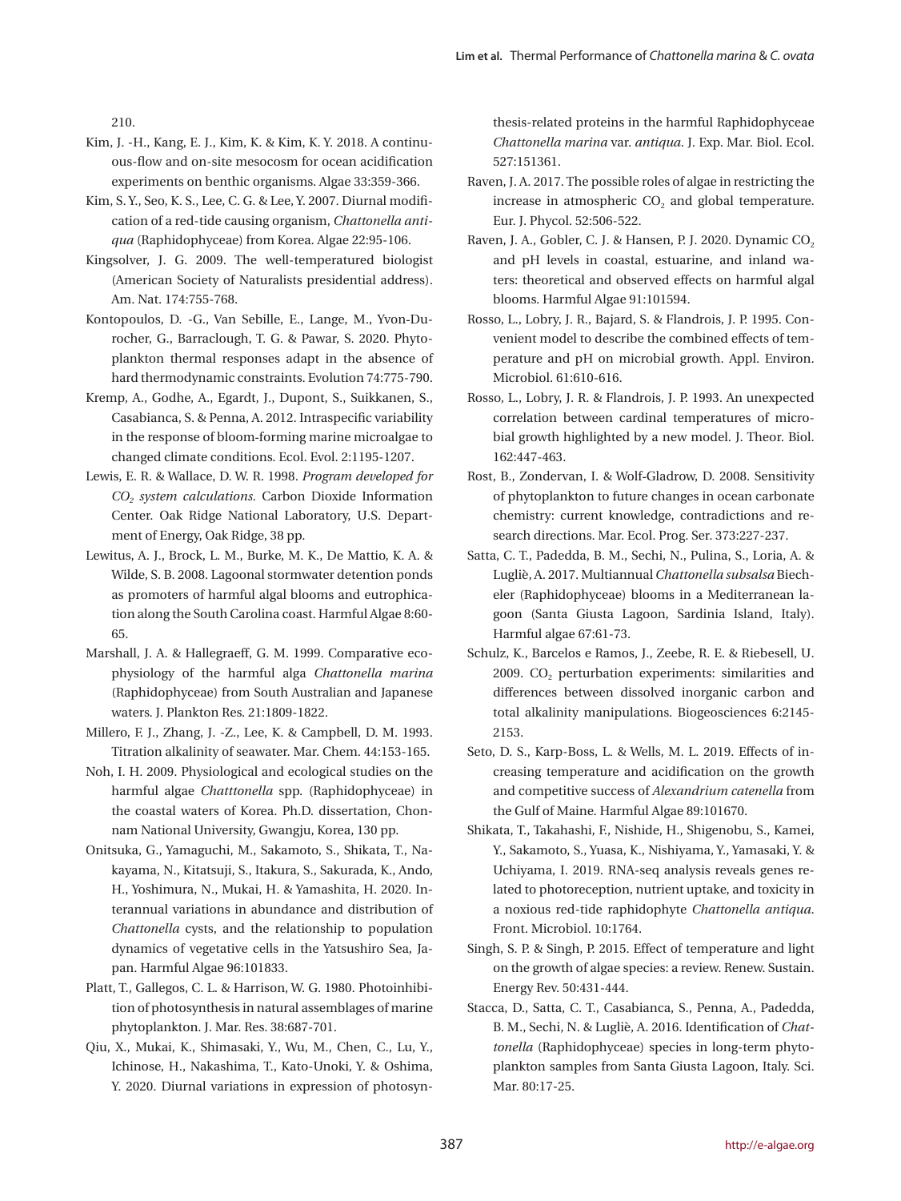210.

Kim, J. -H., Kang, E. J., Kim, K. & Kim, K. Y. 2018. A continuous-flow and on-site mesocosm for ocean acidification experiments on benthic organisms. Algae 33:359-366.

Kim, S. Y., Seo, K. S., Lee, C. G. & Lee, Y. 2007. Diurnal modification of a red-tide causing organism, *Chattonella antiqua* (Raphidophyceae) from Korea. Algae 22:95-106.

Kingsolver, J. G. 2009. The well-temperatured biologist (American Society of Naturalists presidential address). Am. Nat. 174:755-768.

Kontopoulos, D. -G., Van Sebille, E., Lange, M., Yvon-Durocher, G., Barraclough, T. G. & Pawar, S. 2020. Phytoplankton thermal responses adapt in the absence of hard thermodynamic constraints. Evolution 74:775-790.

Kremp, A., Godhe, A., Egardt, J., Dupont, S., Suikkanen, S., Casabianca, S. & Penna, A. 2012. Intraspecific variability in the response of bloom-forming marine microalgae to changed climate conditions. Ecol. Evol. 2:1195-1207.

Lewis, E. R. & Wallace, D. W. R. 1998. *Program developed for* $CO_2$ *system calculations.* Carbon Dioxide Information Center. Oak Ridge National Laboratory, U.S. Department of Energy, Oak Ridge, 38 pp.

Lewitus, A. J., Brock, L. M., Burke, M. K., De Mattio, K. A. & Wilde, S. B. 2008. Lagoonal stormwater detention ponds as promoters of harmful algal blooms and eutrophication along the South Carolina coast. Harmful Algae 8:60-65.

Marshall, J. A. & Hallegraeff, G. M. 1999. Comparative ecophysiology of the harmful alga *Chattonella marina* (Raphidophyceae) from South Australian and Japanese waters. J. Plankton Res. 21:1809-1822.

Millero, F. J., Zhang, J. -Z., Lee, K. & Campbell, D. M. 1993. Titration alkalinity of seawater. Mar. Chem. 44:153-165.

Noh, I. H. 2009. Physiological and ecological studies on the harmful algae *Chatttonella* spp. (Raphidophyceae) in the coastal waters of Korea. Ph.D. dissertation, Chonnam National University, Gwangju, Korea, 130 pp.

Onitsuka, G., Yamaguchi, M., Sakamoto, S., Shikata, T., Nakayama, N., Kitatsuji, S., Itakura, S., Sakurada, K., Ando, H., Yoshimura, N., Mukai, H. & Yamashita, H. 2020. Interannual variations in abundance and distribution of *Chattonella* cysts, and the relationship to population dynamics of vegetative cells in the Yatsushiro Sea, Japan. Harmful Algae 96:101833.

Platt, T., Gallegos, C. L. & Harrison, W. G. 1980. Photoinhibition of photosynthesis in natural assemblages of marine phytoplankton. J. Mar. Res. 38:687-701.

Qiu, X., Mukai, K., Shimasaki, Y., Wu, M., Chen, C., Lu, Y., Ichinose, H., Nakashima, T., Kato-Unoki, Y. & Oshima, Y. 2020. Diurnal variations in expression of photosynthesis-related proteins in the harmful Raphidophyceae *Chattonella marina* var. *antiqua*. J. Exp. Mar. Biol. Ecol. 527:151361.

Raven, J. A. 2017. The possible roles of algae in restricting the increase in atmospheric $CO_2$ and global temperature. Eur. J. Phycol. 52:506-522.

Raven, J. A., Gobler, C. J. & Hansen, P. J. 2020. Dynamic $CO_2$ and pH levels in coastal, estuarine, and inland waters: theoretical and observed effects on harmful algal blooms. Harmful Algae 91:101594.

Rosso, L., Lobry, J. R., Bajard, S. & Flandrois, J. P. 1995. Convenient model to describe the combined effects of temperature and pH on microbial growth. Appl. Environ. Microbiol. 61:610-616.

Rosso, L., Lobry, J. R. & Flandrois, J. P. 1993. An unexpected correlation between cardinal temperatures of microbial growth highlighted by a new model. J. Theor. Biol. 162:447-463.

Rost, B., Zondervan, I. & Wolf-Gladrow, D. 2008. Sensitivity of phytoplankton to future changes in ocean carbonate chemistry: current knowledge, contradictions and research directions. Mar. Ecol. Prog. Ser. 373:227-237.

Satta, C. T., Padedda, B. M., Sechi, N., Pulina, S., Loria, A. & Lugliè, A. 2017. Multiannual *Chattonella subsalsa* Biecheler (Raphidophyceae) blooms in a Mediterranean lagoon (Santa Giusta Lagoon, Sardinia Island, Italy). Harmful algae 67:61-73.

Schulz, K., Barcelos e Ramos, J., Zeebe, R. E. & Riebesell, U. 2009. $CO_2$ perturbation experiments: similarities and differences between dissolved inorganic carbon and total alkalinity manipulations. Biogeosciences 6:2145-2153.

Seto, D. S., Karp-Boss, L. & Wells, M. L. 2019. Effects of increasing temperature and acidification on the growth and competitive success of *Alexandrium catenella* from the Gulf of Maine. Harmful Algae 89:101670.

Shikata, T., Takahashi, F., Nishide, H., Shigenobu, S., Kamei, Y., Sakamoto, S., Yuasa, K., Nishiyama, Y., Yamasaki, Y. & Uchiyama, I. 2019. RNA-seq analysis reveals genes related to photoreception, nutrient uptake, and toxicity in a noxious red-tide raphidophyte *Chattonella antiqua*. Front. Microbiol. 10:1764.

Singh, S. P. & Singh, P. 2015. Effect of temperature and light on the growth of algae species: a review. Renew. Sustain. Energy Rev. 50:431-444.

Stacca, D., Satta, C. T., Casabianca, S., Penna, A., Padedda, B. M., Sechi, N. & Lugliè, A. 2016. Identification of *Chattonella* (Raphidophyceae) species in long-term phytoplankton samples from Santa Giusta Lagoon, Italy. Sci. Mar. 80:17-25.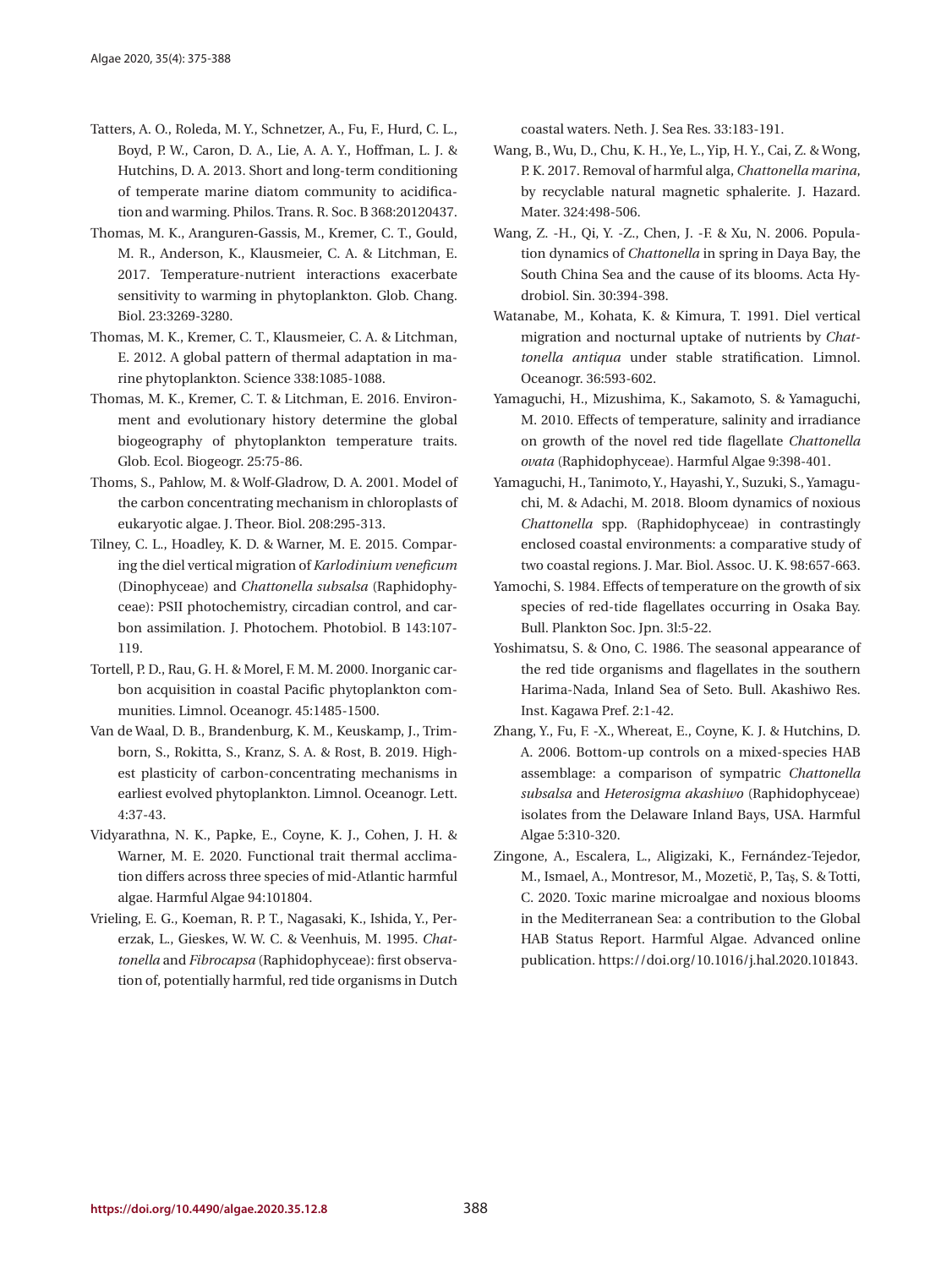Tatters, A. O., Roleda, M. Y., Schnetzer, A., Fu, F., Hurd, C. L., Boyd, P. W., Caron, D. A., Lie, A. A. Y., Hoffman, L. J. & Hutchins, D. A. 2013. Short and long-term conditioning of temperate marine diatom community to acidification and warming. Philos. Trans. R. Soc. B 368:20120437.

Thomas, M. K., Aranguren-Gassis, M., Kremer, C. T., Gould, M. R., Anderson, K., Klausmeier, C. A. & Litchman, E. 2017. Temperature-nutrient interactions exacerbate sensitivity to warming in phytoplankton. Glob. Chang. Biol. 23:3269-3280.

Thomas, M. K., Kremer, C. T., Klausmeier, C. A. & Litchman, E. 2012. A global pattern of thermal adaptation in marine phytoplankton. Science 338:1085-1088.

Thomas, M. K., Kremer, C. T. & Litchman, E. 2016. Environment and evolutionary history determine the global biogeography of phytoplankton temperature traits. Glob. Ecol. Biogeogr. 25:75-86.

Thoms, S., Pahlow, M. & Wolf-Gladrow, D. A. 2001. Model of the carbon concentrating mechanism in chloroplasts of eukaryotic algae. J. Theor. Biol. 208:295-313.

Tilney, C. L., Hoadley, K. D. & Warner, M. E. 2015. Comparing the diel vertical migration of *Karlodinium veneficum* (Dinophyceae) and *Chattonella subsalsa* (Raphidophyceae): PSII photochemistry, circadian control, and carbon assimilation. J. Photochem. Photobiol. B 143:107-119.

Tortell, P. D., Rau, G. H. & Morel, F. M. M. 2000. Inorganic carbon acquisition in coastal Pacific phytoplankton communities. Limnol. Oceanogr. 45:1485-1500.

Van de Waal, D. B., Brandenburg, K. M., Keuskamp, J., Trimborn, S., Rokitta, S., Kranz, S. A. & Rost, B. 2019. Highest plasticity of carbon-concentrating mechanisms in earliest evolved phytoplankton. Limnol. Oceanogr. Lett. 4:37-43.

Vidyarathna, N. K., Papke, E., Coyne, K. J., Cohen, J. H. & Warner, M. E. 2020. Functional trait thermal acclimation differs across three species of mid-Atlantic harmful algae. Harmful Algae 94:101804.

Vrieling, E. G., Koeman, R. P. T., Nagasaki, K., Ishida, Y., Peperzak, L., Gieskes, W. W. C. & Veenhuis, M. 1995. *Chattonella* and *Fibrocapsa* (Raphidophyceae): first observation of, potentially harmful, red tide organisms in Dutch coastal waters. Neth. J. Sea Res. 33:183-191.

Wang, B., Wu, D., Chu, K. H., Ye, L., Yip, H. Y., Cai, Z. & Wong, P. K. 2017. Removal of harmful alga, *Chattonella marina*, by recyclable natural magnetic sphalerite. J. Hazard. Mater. 324:498-506.

Wang, Z. -H., Qi, Y. -Z., Chen, J. -F. & Xu, N. 2006. Population dynamics of *Chattonella* in spring in Daya Bay, the South China Sea and the cause of its blooms. Acta Hydrobiol. Sin. 30:394-398.

Watanabe, M., Kohata, K. & Kimura, T. 1991. Diel vertical migration and nocturnal uptake of nutrients by *Chattonella antiqua* under stable stratification. Limnol. Oceanogr. 36:593-602.

Yamaguchi, H., Mizushima, K., Sakamoto, S. & Yamaguchi, M. 2010. Effects of temperature, salinity and irradiance on growth of the novel red tide flagellate *Chattonella ovata* (Raphidophyceae). Harmful Algae 9:398-401.

Yamaguchi, H., Tanimoto, Y., Hayashi, Y., Suzuki, S., Yamaguchi, M. & Adachi, M. 2018. Bloom dynamics of noxious *Chattonella* spp. (Raphidophyceae) in contrastingly enclosed coastal environments: a comparative study of two coastal regions. J. Mar. Biol. Assoc. U. K. 98:657-663.

Yamochi, S. 1984. Effects of temperature on the growth of six species of red-tide flagellates occurring in Osaka Bay. Bull. Plankton Soc. Jpn. 3l:5-22.

Yoshimatsu, S. & Ono, C. 1986. The seasonal appearance of the red tide organisms and flagellates in the southern Harima-Nada, Inland Sea of Seto. Bull. Akashiwo Res. Inst. Kagawa Pref. 2:1-42.

Zhang, Y., Fu, F. -X., Whereat, E., Coyne, K. J. & Hutchins, D. A. 2006. Bottom-up controls on a mixed-species HAB assemblage: a comparison of sympatric *Chattonella subsalsa* and *Heterosigma akashiwo* (Raphidophyceae) isolates from the Delaware Inland Bays, USA. Harmful Algae 5:310-320.

Zingone, A., Escalera, L., Aligizaki, K., Fernández-Tejedor, M., Ismael, A., Montresor, M., Mozetič, P., Taş, S. & Totti, C. 2020. Toxic marine microalgae and noxious blooms in the Mediterranean Sea: a contribution to the Global HAB Status Report. Harmful Algae. Advanced online publication. https://doi.org/10.1016/j.hal.2020.101843.